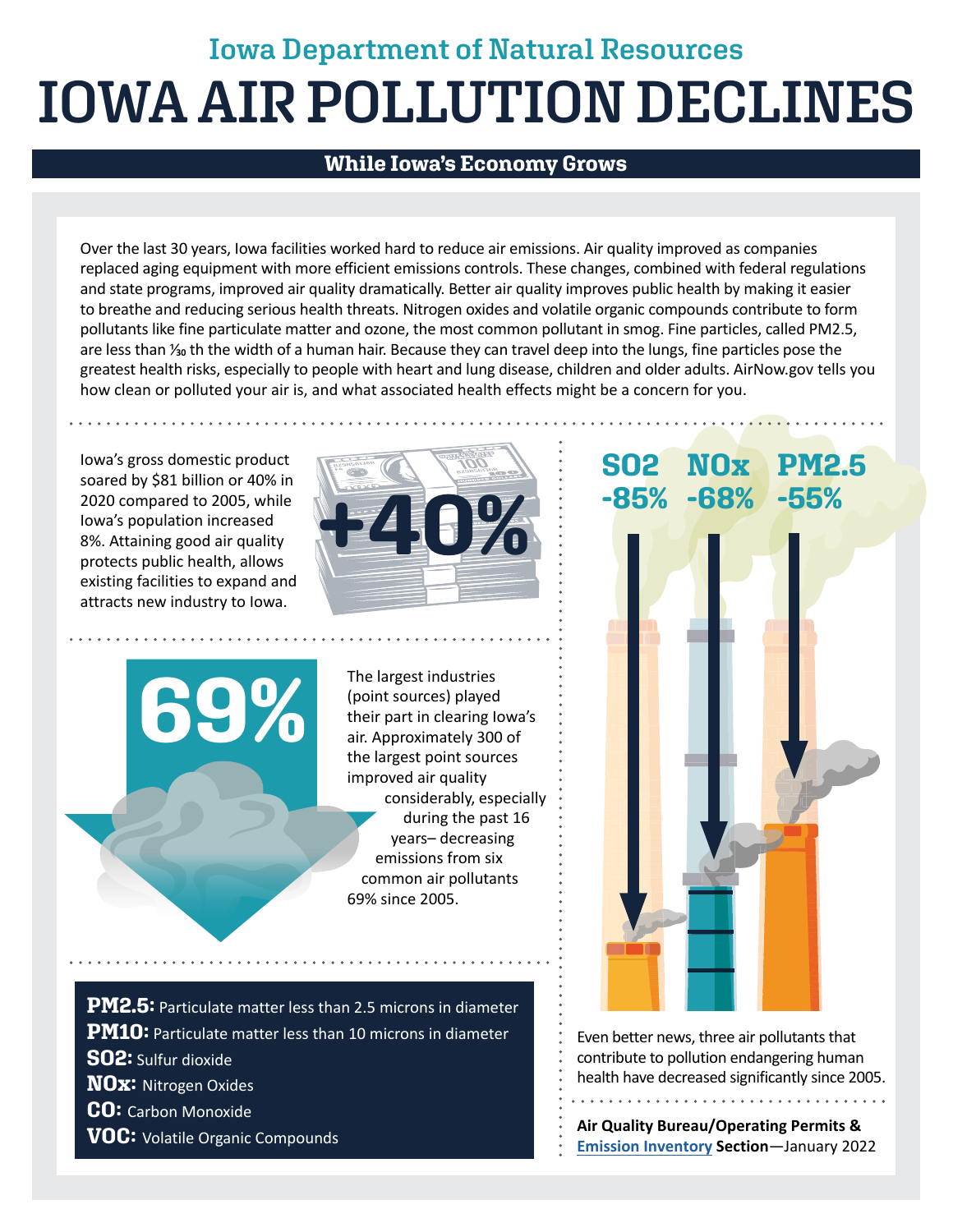## Iowa Department of Natural Resources

# IOWA AIR POLLUTION DECLINES

### While Iowa's Economy Grows

Over the last 30 years, Iowa facilities worked hard to reduce air emissions. Air quality improved as companies replaced aging equipment with more efficient emissions controls. These changes, combined with federal regulations and state programs, improved air quality dramatically. Better air quality improves public health by making it easier to breathe and reducing serious health threats. Nitrogen oxides and volatile organic compounds contribute to form pollutants like fine particulate matter and ozone, the most common pollutant in smog. Fine particles, called PM2.5, are less than 1⁄30 th the width of a human hair. Because they can travel deep into the lungs, fine particles pose the greatest health risks, especially to people with heart and lung disease, children and older adults. AirNow.gov tells you how clean or polluted your air is, and what associated health effects might be a concern for you.

Iowa's gross domestic product soared by $81 billion or 40% in 2020 compared to 2005, while Iowa's population increased 8%. Attaining good air quality protects public health, allows existing facilities to expand and attracts new industry to Iowa.

**+40%**

**69%**

The largest industries (point sources) played their part in clearing Iowa's air. Approximately 300 of the largest point sources improved air quality considerably, especially during the past 16 years– decreasing emissions from six common air pollutants 69% since 2005.

**PM2.5:** Particulate matter less than 2.5 microns in diameter
**PM10:** Particulate matter less than 10 microns in diameter
**SO2:** Sulfur dioxide
**NOx:** Nitrogen Oxides
**CO:** Carbon Monoxide
**VOC:** Volatile Organic Compounds

**SO2 -85%** **NOx -68%** **PM2.5 -55%**

Even better news, three air pollutants that contribute to pollution endangering human health have decreased significantly since 2005.

**Air Quality Bureau/Operating Permits & Emission Inventory Section**—January 2022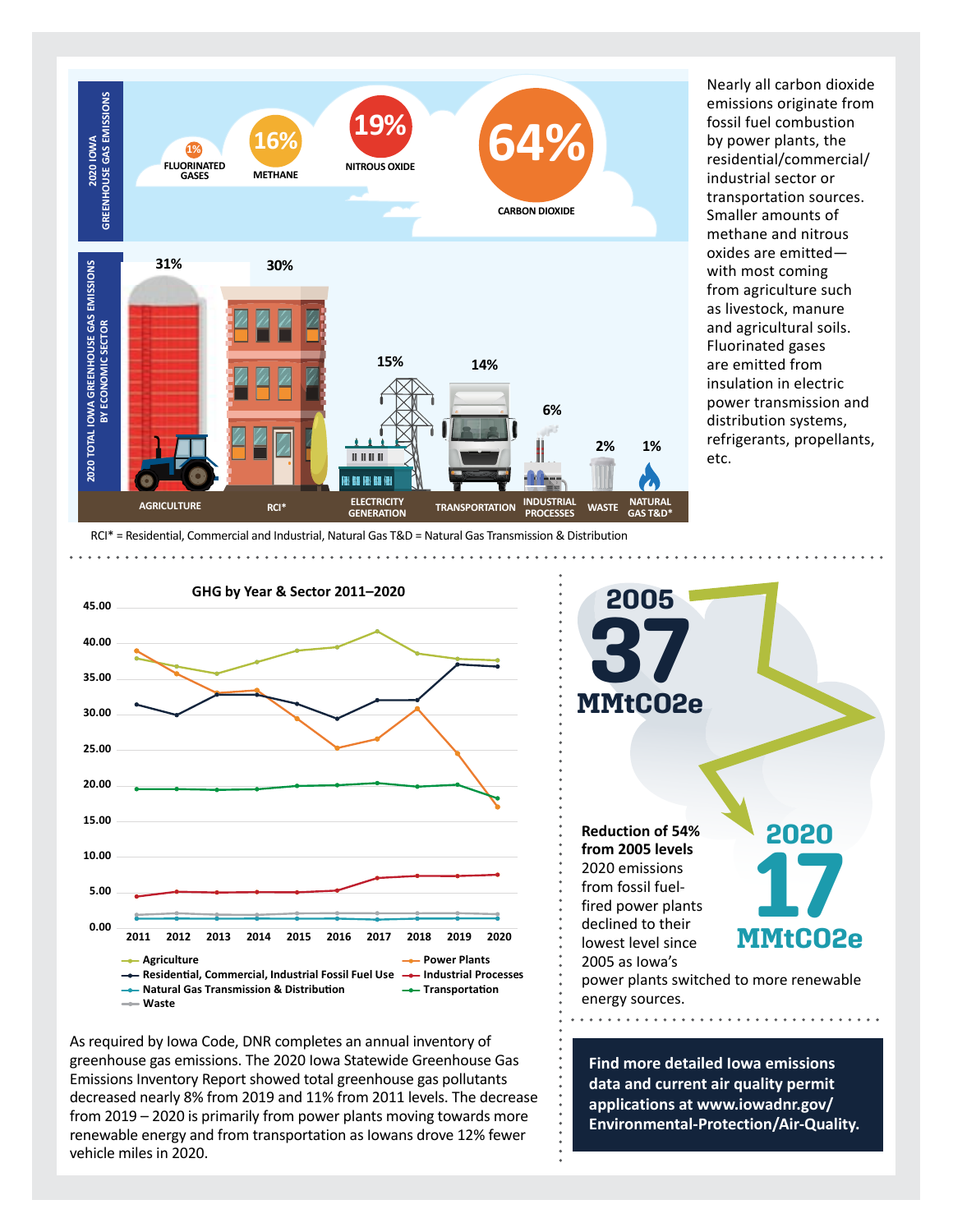## 2020 IOWA GREENHOUSE GAS EMISSIONS

1% FLUORINATED GASES

16% METHANE

19% NITROUS OXIDE

64% CARBON DIOXIDE

Nearly all carbon dioxide emissions originate from fossil fuel combustion by power plants, the residential/commercial/industrial sector or transportation sources. Smaller amounts of methane and nitrous oxides are emitted—with most coming from agriculture such as livestock, manure and agricultural soils. Fluorinated gases are emitted from insulation in electric power transmission and distribution systems, refrigerants, propellants, etc.

## 2020 TOTAL IOWA GREENHOUSE GAS EMISSIONS BY ECONOMIC SECTOR

31% AGRICULTURE

30% RCI*

15% ELECTRICITY GENERATION

14% TRANSPORTATION

6% INDUSTRIAL PROCESSES

2% WASTE

1% NATURAL GAS T&D*

RCI* = Residential, Commercial and Industrial, Natural Gas T&D = Natural Gas Transmission & Distribution

### GHG by Year & Sector 2011–2020

45.00
40.00
35.00
30.00
25.00
20.00
15.00
10.00
5.00
0.00

2011 2012 2013 2014 2015 2016 2017 2018 2019 2020

- Agriculture
- Residential, Commercial, Industrial Fossil Fuel Use
- Natural Gas Transmission & Distribution
- Waste
- Power Plants
- Industrial Processes
- Transportation

As required by Iowa Code, DNR completes an annual inventory of greenhouse gas emissions. The 2020 Iowa Statewide Greenhouse Gas Emissions Inventory Report showed total greenhouse gas pollutants decreased nearly 8% from 2019 and 11% from 2011 levels. The decrease from 2019 – 2020 is primarily from power plants moving towards more renewable energy and from transportation as Iowans drove 12% fewer vehicle miles in 2020.

**2005**
**37**
**MMtCO2e**

**2020**
**17**
**MMtCO2e**

**Reduction of 54% from 2005 levels**
2020 emissions from fossil fuel-fired power plants declined to their lowest level since 2005 as Iowa's power plants switched to more renewable energy sources.

**Find more detailed Iowa emissions data and current air quality permit applications at www.iowadnr.gov/Environmental-Protection/Air-Quality.**